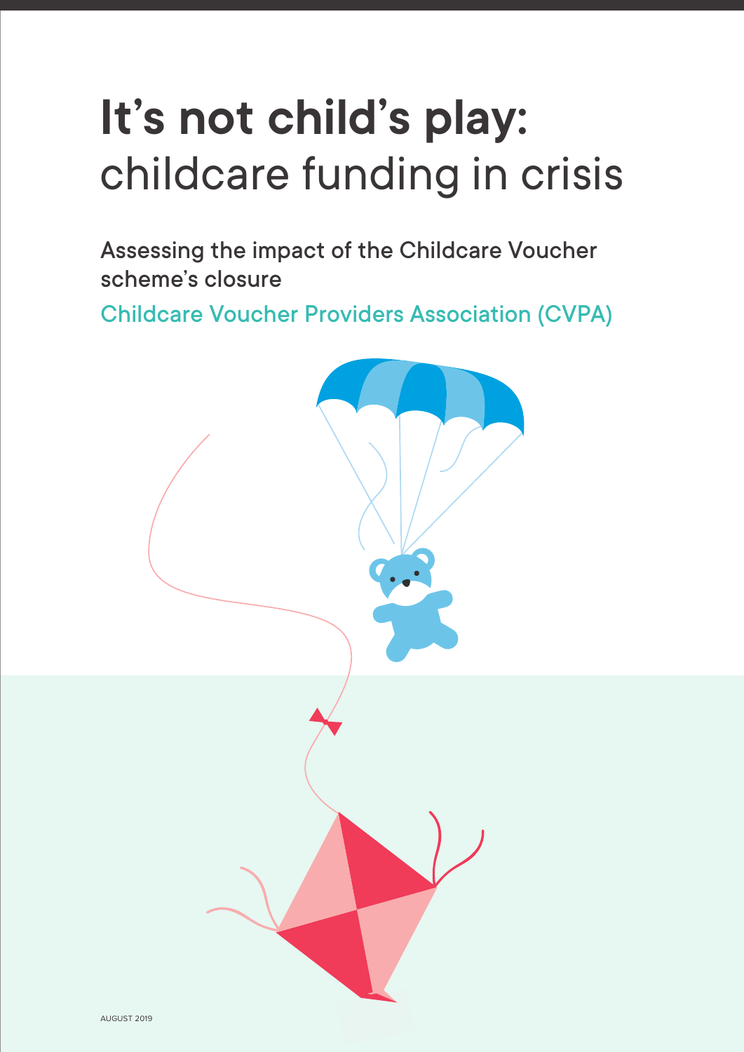# It's not child's play: childcare funding in crisis

Assessing the impact of the Childcare Voucher scheme's closure

Childcare Voucher Providers Association (CVPA)

AUGUST 2019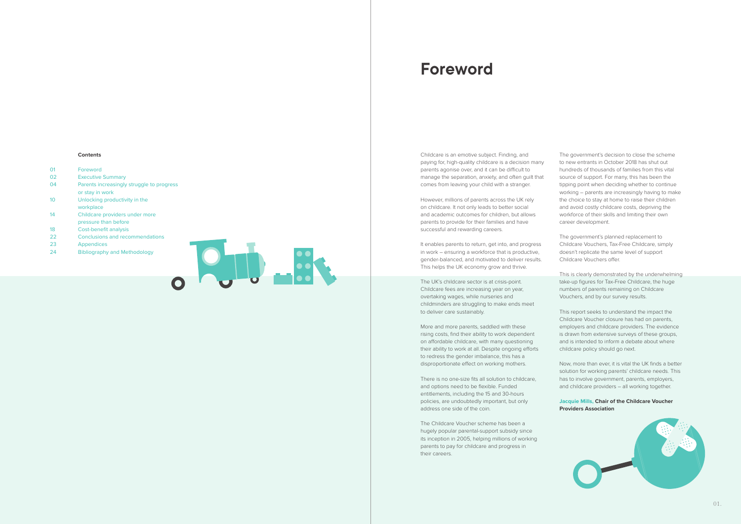**Contents**

01 Foreword
02 Executive Summary
04 Parents increasingly struggle to progress or stay in work
10 Unlocking productivity in the workplace
14 Childcare providers under more pressure than before
18 Cost-benefit analysis
22 Conclusions and recommendations
23 Appendices
24 Bibliography and Methodology

# Foreword

Childcare is an emotive subject. Finding, and paying for, high-quality childcare is a decision many parents agonise over, and it can be difficult to manage the separation, anxiety, and often guilt that comes from leaving your child with a stranger.

However, millions of parents across the UK rely on childcare. It not only leads to better social and academic outcomes for children, but allows parents to provide for their families and have successful and rewarding careers.

It enables parents to return, get into, and progress in work – ensuring a workforce that is productive, gender-balanced, and motivated to deliver results. This helps the UK economy grow and thrive.

The UK's childcare sector is at crisis-point. Childcare fees are increasing year on year, overtaking wages, while nurseries and childminders are struggling to make ends meet to deliver care sustainably.

More and more parents, saddled with these rising costs, find their ability to work dependent on affordable childcare, with many questioning their ability to work at all. Despite ongoing efforts to redress the gender imbalance, this has a disproportionate effect on working mothers.

There is no one-size fits all solution to childcare, and options need to be flexible. Funded entitlements, including the 15 and 30-hours policies, are undoubtedly important, but only address one side of the coin.

The Childcare Voucher scheme has been a hugely popular parental-support subsidy since its inception in 2005, helping millions of working parents to pay for childcare and progress in their careers.

The government's decision to close the scheme to new entrants in October 2018 has shut out hundreds of thousands of families from this vital source of support. For many, this has been the tipping point when deciding whether to continue working – parents are increasingly having to make the choice to stay at home to raise their children and avoid costly childcare costs, depriving the workforce of their skills and limiting their own career development.

The government's planned replacement to Childcare Vouchers, Tax-Free Childcare, simply doesn't replicate the same level of support Childcare Vouchers offer.

This is clearly demonstrated by the underwhelming take-up figures for Tax-Free Childcare, the huge numbers of parents remaining on Childcare Vouchers, and by our survey results.

This report seeks to understand the impact the Childcare Voucher closure has had on parents, employers and childcare providers. The evidence is drawn from extensive surveys of these groups, and is intended to inform a debate about where childcare policy should go next.

Now, more than ever, it is vital the UK finds a better solution for working parents' childcare needs. This has to involve government, parents, employers, and childcare providers – all working together.

**Jacquie Mills, Chair of the Childcare Voucher Providers Association**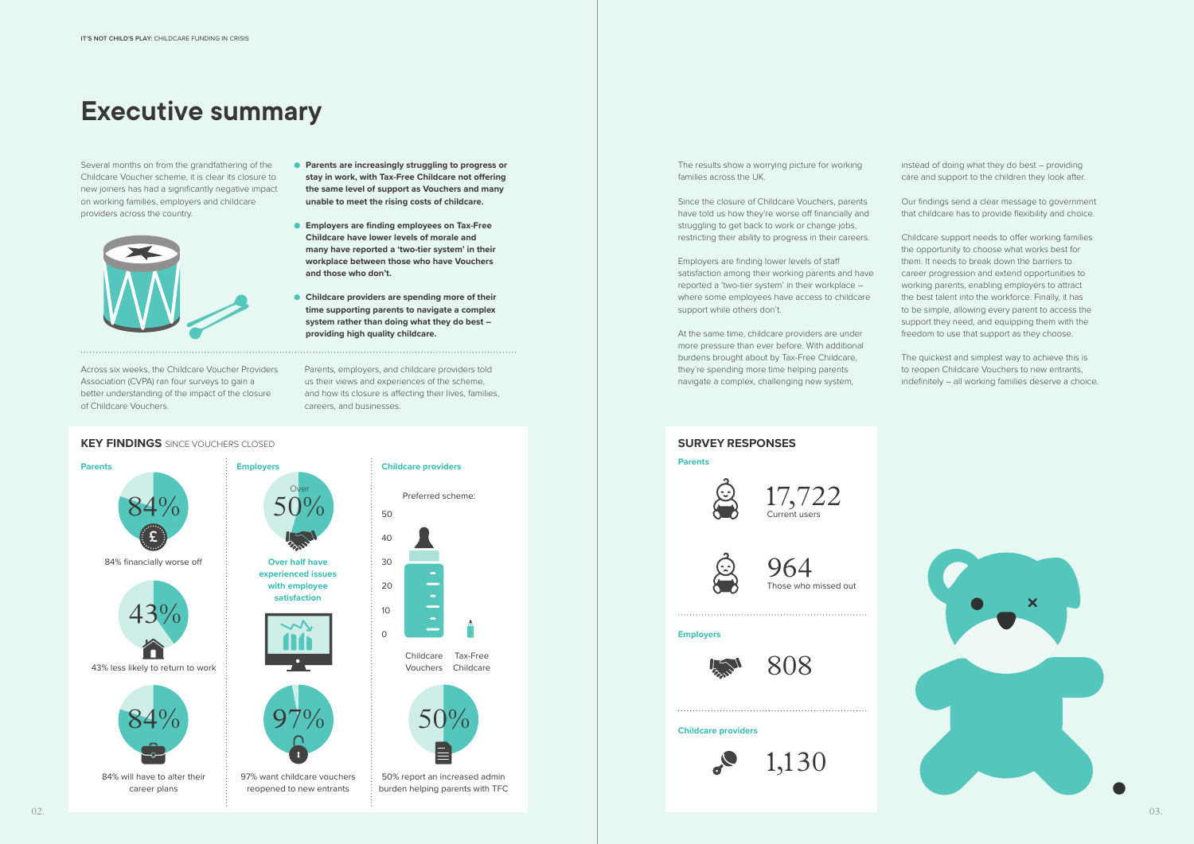# Executive summary

Several months on from the grandfathering of the Childcare Voucher scheme, it is clear its closure to new joiners has had a significantly negative impact on working families, employers and childcare providers across the country.

- **Parents are increasingly struggling to progress or stay in work, with Tax-Free Childcare not offering the same level of support as Vouchers and many unable to meet the rising costs of childcare.**
- **Employers are finding employees on Tax-Free Childcare have lower levels of morale and many have reported a 'two-tier system' in their workplace between those who have Vouchers and those who don't.**
- **Childcare providers are spending more of their time supporting parents to navigate a complex system rather than doing what they do best – providing high quality childcare.**

Across six weeks, the Childcare Voucher Providers Association (CVPA) ran four surveys to gain a better understanding of the impact of the closure of Childcare Vouchers.

Parents, employers, and childcare providers told us their views and experiences of the scheme, and how its closure is affecting their lives, families, careers, and businesses.

## KEY FINDINGS SINCE VOUCHERS CLOSED

### Parents

84%

84% financially worse off

43%

43% less likely to return to work

84%

84% will have to alter their career plans

### Employers

Over 50%

**Over half have experienced issues with employee satisfaction**

97%

97% want childcare vouchers reopened to new entrants

### Childcare providers

Preferred scheme:

50
40
30
20
10
0

Childcare Vouchers
Tax-Free Childcare

50%

50% report an increased admin burden helping parents with TFC

The results show a worrying picture for working families across the UK.

Since the closure of Childcare Vouchers, parents have told us how they're worse off financially and struggling to get back to work or change jobs, restricting their ability to progress in their careers.

Employers are finding lower levels of staff satisfaction among their working parents and have reported a 'two-tier system' in their workplace – where some employees have access to childcare support while others don't.

At the same time, childcare providers are under more pressure than ever before. With additional burdens brought about by Tax-Free Childcare, they're spending more time helping parents navigate a complex, challenging new system, instead of doing what they do best – providing care and support to the children they look after.

Our findings send a clear message to government that childcare has to provide flexibility and choice.

Childcare support needs to offer working families the opportunity to choose what works best for them. It needs to break down the barriers to career progression and extend opportunities to working parents, enabling employers to attract the best talent into the workforce. Finally, it has to be simple, allowing every parent to access the support they need, and equipping them with the freedom to use that support as they choose.

The quickest and simplest way to achieve this is to reopen Childcare Vouchers to new entrants, indefinitely – all working families deserve a choice.

## SURVEY RESPONSES

### Parents

17,722
Current users

964
Those who missed out

### Employers

808

### Childcare providers

1,130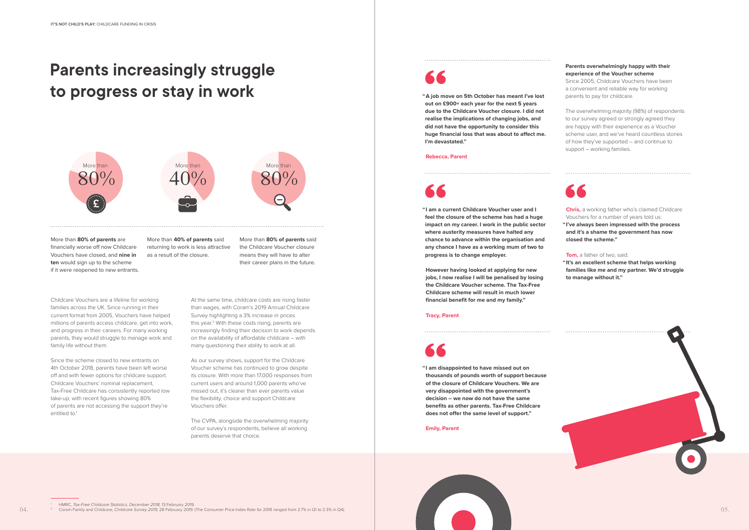# Parents increasingly struggle to progress or stay in work

More than
80%

More than
40%

More than
80%

More than **80% of parents** are financially worse off now Childcare Vouchers have closed, and **nine in ten** would sign up to the scheme if it were reopened to new entrants.

More than **40% of parents** said returning to work is less attractive as a result of the closure.

More than **80% of parents** said the Childcare Voucher closure means they will have to alter their career plans in the future.

Childcare Vouchers are a lifeline for working families across the UK. Since running in their current format from 2005, Vouchers have helped millions of parents access childcare, get into work, and progress in their careers. For many working parents, they would struggle to manage work and family life without them.

Since the scheme closed to new entrants on 4th October 2018, parents have been left worse off and with fewer options for childcare support. Childcare Vouchers' nominal replacement, Tax-Free Childcare has consistently reported low take-up, with recent figures showing 80% of parents are not accessing the support they're entitled to.[1]

At the same time, childcare costs are rising faster than wages, with Coram's 2019 Annual Childcare Survey highlighting a 3% increase in prices this year.[2] With these costs rising, parents are increasingly finding their decision to work depends on the availability of affordable childcare – with many questioning their ability to work at all.

As our survey shows, support for the Childcare Voucher scheme has continued to grow despite its closure. With more than 17,000 responses from current users and around 1,000 parents who've missed out, it's clearer than ever parents value the flexibility, choice and support Childcare Vouchers offer.

The CVPA, alongside the overwhelming majority of our survey's respondents, believe all working parents deserve that choice.

**"A job move on 5th October has meant I've lost out on £900+ each year for the next 5 years due to the Childcare Voucher closure. I did not realise the implications of changing jobs, and did not have the opportunity to consider this huge financial loss that was about to affect me. I'm devastated."**

**Rebecca, Parent**

**"I am a current Childcare Voucher user and I feel the closure of the scheme has had a huge impact on my career. I work in the public sector where austerity measures have halted any chance to advance within the organisation and any chance I have as a working mum of two to progress is to change employer.**

**However having looked at applying for new jobs, I now realise I will be penalised by losing the Childcare Voucher scheme. The Tax-Free Childcare scheme will result in much lower financial benefit for me and my family."**

**Tracy, Parent**

**"I am disappointed to have missed out on thousands of pounds worth of support because of the closure of Childcare Vouchers. We are very disappointed with the government's decision – we now do not have the same benefits as other parents. Tax-Free Childcare does not offer the same level of support."**

**Emily, Parent**

**Parents overwhelmingly happy with their experience of the Voucher scheme**

Since 2005, Childcare Vouchers have been a convenient and reliable way for working parents to pay for childcare.

The overwhelming majority (98%) of respondents to our survey agreed or strongly agreed they are happy with their experience as a Voucher scheme user, and we've heard countless stories of how they've supported – and continue to support – working families.

**Chris,** a working father who's claimed Childcare Vouchers for a number of years told us:

**"I've always been impressed with the process and it's a shame the government has now closed the scheme."**

**Tom,** a father of two, said:

**"It's an excellent scheme that helps working families like me and my partner. We'd struggle to manage without it."**

---

[1] HMRC, *Tax-Free Childcare Statistics, December 2018,* 13 February 2019.

[2] Coram Family and Childcare, *Childcare Survey 2019,* 28 February 2019. (The Consumer Price Index Rate for 2018 ranged from 2.7% in Q1 to 2.3% in Q4).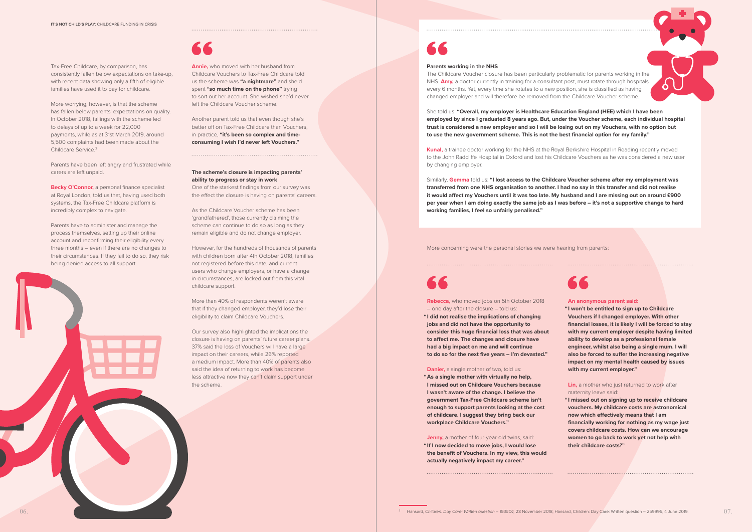Tax-Free Childcare, by comparison, has consistently fallen below expectations on take-up, with recent data showing only a fifth of eligible families have used it to pay for childcare.

More worrying, however, is that the scheme has fallen below parents' expectations on quality. In October 2018, failings with the scheme led to delays of up to a week for 22,000 payments, while as at 31st March 2019, around 5,500 complaints had been made about the Childcare Service.[3]

Parents have been left angry and frustrated while carers are left unpaid.

**Becky O'Connor,** a personal finance specialist at Royal London, told us that, having used both systems, the Tax-Free Childcare platform is incredibly complex to navigate.

Parents have to administer and manage the process themselves, setting up their online account and reconfirming their eligibility every three months – even if there are no changes to their circumstances. If they fail to do so, they risk being denied access to all support.

> **Annie,** who moved with her husband from Childcare Vouchers to Tax-Free Childcare told us the scheme was **"a nightmare"** and she'd spent **"so much time on the phone"** trying to sort out her account. She wished she'd never left the Childcare Voucher scheme.
>
> Another parent told us that even though she's better off on Tax-Free Childcare than Vouchers, in practice, **"it's been so complex and time-consuming I wish I'd never left Vouchers."**

**The scheme's closure is impacting parents' ability to progress or stay in work**

One of the starkest findings from our survey was the effect the closure is having on parents' careers.

As the Childcare Voucher scheme has been 'grandfathered', those currently claiming the scheme can continue to do so as long as they remain eligible and do not change employer.

However, for the hundreds of thousands of parents with children born after 4th October 2018, families not registered before this date, and current users who change employers, or have a change in circumstances, are locked out from this vital childcare support.

More than 40% of respondents weren't aware that if they changed employer, they'd lose their eligibility to claim Childcare Vouchers.

Our survey also highlighted the implications the closure is having on parents' future career plans. 37% said the loss of Vouchers will have a large impact on their careers, while 26% reported a medium impact. More than 40% of parents also said the idea of returning to work has become less attractive now they can't claim support under the scheme.

> **Parents working in the NHS**
>
> The Childcare Voucher closure has been particularly problematic for parents working in the NHS. **Amy,** a doctor currently in training for a consultant post, must rotate through hospitals every 6 months. Yet, every time she rotates to a new position, she is classified as having changed employer and will therefore be removed from the Childcare Voucher scheme.
>
> She told us: **"Overall, my employer is Healthcare Education England (HEE) which I have been employed by since I graduated 8 years ago. But, under the Voucher scheme, each individual hospital trust is considered a new employer and so I will be losing out on my Vouchers, with no option but to use the new government scheme. This is not the best financial option for my family."**
>
> **Kunal,** a trainee doctor working for the NHS at the Royal Berkshire Hospital in Reading recently moved to the John Radcliffe Hospital in Oxford and lost his Childcare Vouchers as he was considered a new user by changing employer.
>
> Similarly, **Gemma** told us: **"I lost access to the Childcare Voucher scheme after my employment was transferred from one NHS organisation to another. I had no say in this transfer and did not realise it would affect my Vouchers until it was too late. My husband and I are missing out on around £900 per year when I am doing exactly the same job as I was before – it's not a supportive change to hard working families, I feel so unfairly penalised."**

More concerning were the personal stories we were hearing from parents:

> **Rebecca,** who moved jobs on 5th October 2018 – one day after the closure – told us:
>
> **"I did not realise the implications of changing jobs and did not have the opportunity to consider this huge financial loss that was about to affect me. The changes and closure have had a big impact on me and will continue to do so for the next five years – I'm devasted."**
>
> **Danier,** a single mother of two, told us:
>
> **"As a single mother with virtually no help, I missed out on Childcare Vouchers because I wasn't aware of the change. I believe the government Tax-Free Childcare scheme isn't enough to support parents looking at the cost of childcare. I suggest they bring back our workplace Childcare Vouchers."**
>
> **Jenny,** a mother of four-year-old twins, said:
>
> **"If I now decided to move jobs, I would lose the benefit of Vouchers. In my view, this would actually negatively impact my career."**

> **An anonymous parent said:**
>
> **"I won't be entitled to sign up to Childcare Vouchers if I changed employer. With other financial losses, it is likely I will be forced to stay with my current employer despite having limited ability to develop as a professional female engineer, whilst also being a single mum. I will also be forced to suffer the increasing negative impact on my mental health caused by issues with my current employer."**
>
> **Lin,** a mother who just returned to work after maternity leave said:
>
> **"I missed out on signing up to receive childcare vouchers. My childcare costs are astronomical now which effectively means that I am financially working for nothing as my wage just covers childcare costs. How can we encourage women to go back to work yet not help with their childcare costs?"**

[3] Hansard, *Children: Day Care: Written question – 193504*, 28 November 2018; Hansard, Children: Day Care: Written question – 259995, 4 June 2019.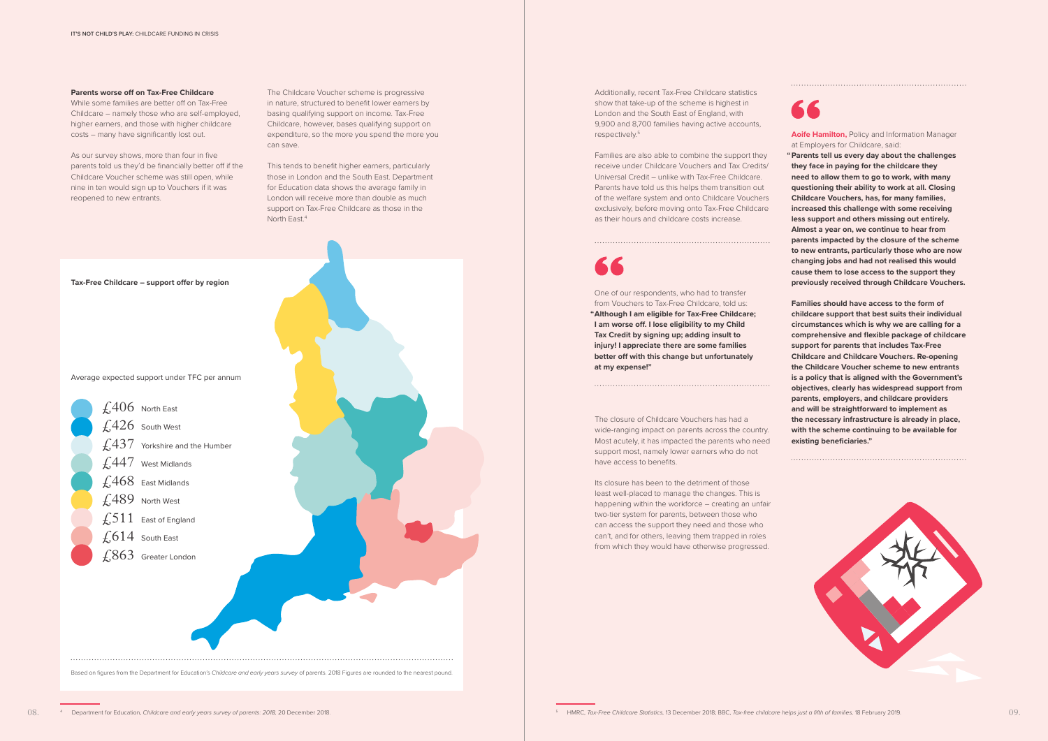### Parents worse off on Tax-Free Childcare

While some families are better off on Tax-Free Childcare – namely those who are self-employed, higher earners, and those with higher childcare costs – many have significantly lost out.

As our survey shows, more than four in five parents told us they'd be financially better off if the Childcare Voucher scheme was still open, while nine in ten would sign up to Vouchers if it was reopened to new entrants.

The Childcare Voucher scheme is progressive in nature, structured to benefit lower earners by basing qualifying support on income. Tax-Free Childcare, however, bases qualifying support on expenditure, so the more you spend the more you can save.

This tends to benefit higher earners, particularly those in London and the South East. Department for Education data shows the average family in London will receive more than double as much support on Tax-Free Childcare as those in the North East.[4]

**Tax-Free Childcare – support offer by region**

Average expected support under TFC per annum

£406 North East
£426 South West
£437 Yorkshire and the Humber
£447 West Midlands
£468 East Midlands
£489 North West
£511 East of England
£614 South East
£863 Greater London

Based on figures from the Department for Education's *Childcare and early years survey* of parents. 2018 Figures are rounded to the nearest pound.

Additionally, recent Tax-Free Childcare statistics show that take-up of the scheme is highest in London and the South East of England, with 9,900 and 8,700 families having active accounts, respectively.[5]

Families are also able to combine the support they receive under Childcare Vouchers and Tax Credits/ Universal Credit – unlike with Tax-Free Childcare. Parents have told us this helps them transition out of the welfare system and onto Childcare Vouchers exclusively, before moving onto Tax-Free Childcare as their hours and childcare costs increase.

One of our respondents, who had to transfer from Vouchers to Tax-Free Childcare, told us:
**"Although I am eligible for Tax-Free Childcare; I am worse off. I lose eligibility to my Child Tax Credit by signing up; adding insult to injury! I appreciate there are some families better off with this change but unfortunately at my expense!"**

The closure of Childcare Vouchers has had a wide-ranging impact on parents across the country. Most acutely, it has impacted the parents who need support most, namely lower earners who do not have access to benefits.

Its closure has been to the detriment of those least well-placed to manage the changes. This is happening within the workforce – creating an unfair two-tier system for parents, between those who can access the support they need and those who can't, and for others, leaving them trapped in roles from which they would have otherwise progressed.

**Aoife Hamilton,** Policy and Information Manager at Employers for Childcare, said:
**"Parents tell us every day about the challenges they face in paying for the childcare they need to allow them to go to work, with many questioning their ability to work at all. Closing Childcare Vouchers, has, for many families, increased this challenge with some receiving less support and others missing out entirely. Almost a year on, we continue to hear from parents impacted by the closure of the scheme to new entrants, particularly those who are now changing jobs and had not realised this would cause them to lose access to the support they previously received through Childcare Vouchers.**

**Families should have access to the form of childcare support that best suits their individual circumstances which is why we are calling for a comprehensive and flexible package of childcare support for parents that includes Tax-Free Childcare and Childcare Vouchers. Re-opening the Childcare Voucher scheme to new entrants is a policy that is aligned with the Government's objectives, clearly has widespread support from parents, employers, and childcare providers and will be straightforward to implement as the necessary infrastructure is already in place, with the scheme continuing to be available for existing beneficiaries."**

[4] Department for Education, *Childcare and early years survey of parents: 2018*, 20 December 2018.

[5] HMRC, *Tax-Free Childcare Statistics*, 13 December 2018; BBC, *Tax-free childcare helps just a fifth of families*, 18 February 2019.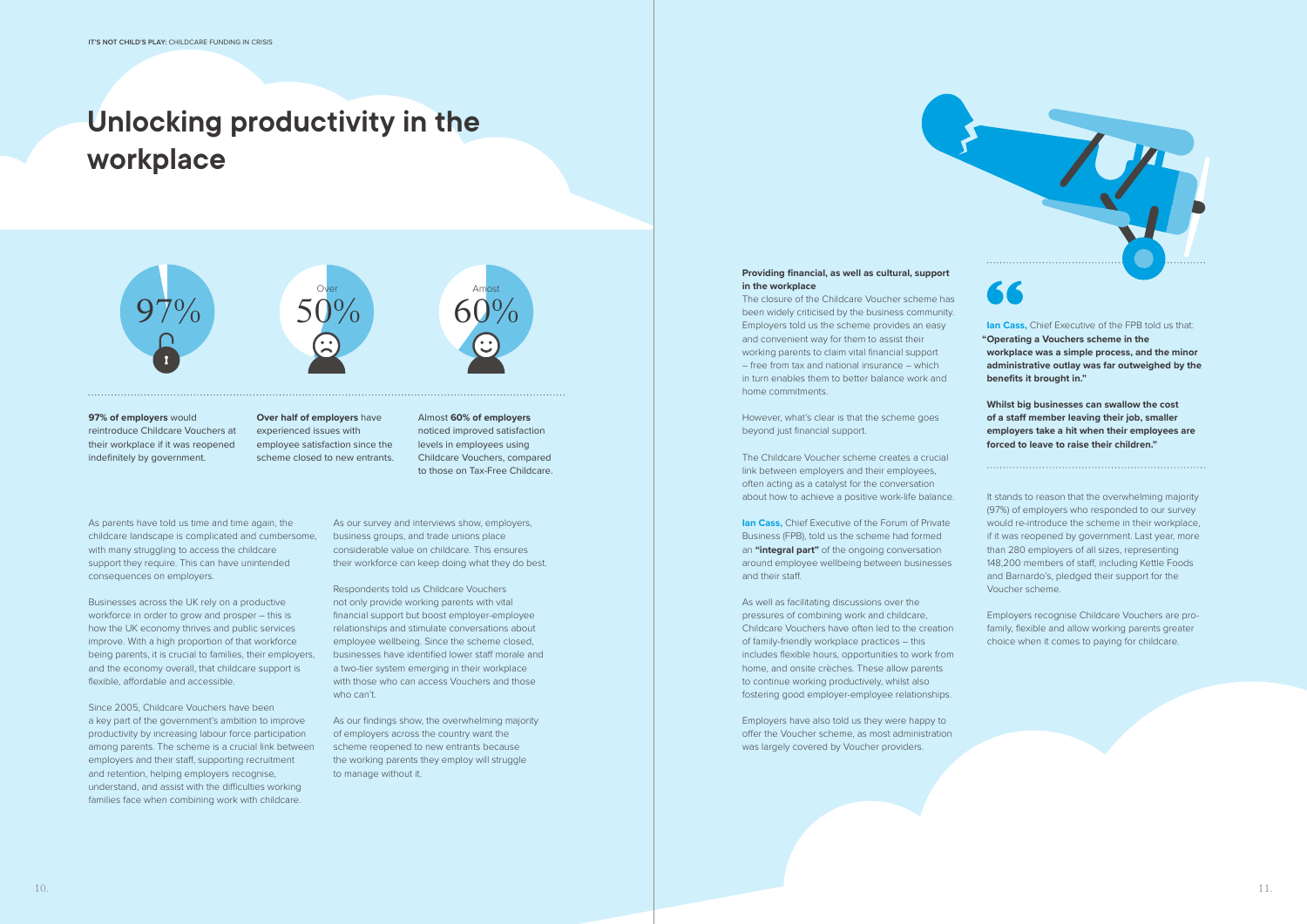# Unlocking productivity in the workplace

97%

Over 50%

Almost 60%

**97% of employers** would reintroduce Childcare Vouchers at their workplace if it was reopened indefinitely by government.

**Over half of employers** have experienced issues with employee satisfaction since the scheme closed to new entrants.

Almost **60% of employers** noticed improved satisfaction levels in employees using Childcare Vouchers, compared to those on Tax-Free Childcare.

As parents have told us time and time again, the childcare landscape is complicated and cumbersome, with many struggling to access the childcare support they require. This can have unintended consequences on employers.

Businesses across the UK rely on a productive workforce in order to grow and prosper – this is how the UK economy thrives and public services improve. With a high proportion of that workforce being parents, it is crucial to families, their employers, and the economy overall, that childcare support is flexible, affordable and accessible.

Since 2005, Childcare Vouchers have been a key part of the government's ambition to improve productivity by increasing labour force participation among parents. The scheme is a crucial link between employers and their staff, supporting recruitment and retention, helping employers recognise, understand, and assist with the difficulties working families face when combining work with childcare.

As our survey and interviews show, employers, business groups, and trade unions place considerable value on childcare. This ensures their workforce can keep doing what they do best.

Respondents told us Childcare Vouchers not only provide working parents with vital financial support but boost employer-employee relationships and stimulate conversations about employee wellbeing. Since the scheme closed, businesses have identified lower staff morale and a two-tier system emerging in their workplace with those who can access Vouchers and those who can't.

As our findings show, the overwhelming majority of employers across the country want the scheme reopened to new entrants because the working parents they employ will struggle to manage without it.

**Providing financial, as well as cultural, support in the workplace**

The closure of the Childcare Voucher scheme has been widely criticised by the business community. Employers told us the scheme provides an easy and convenient way for them to assist their working parents to claim vital financial support – free from tax and national insurance – which in turn enables them to better balance work and home commitments.

However, what's clear is that the scheme goes beyond just financial support.

The Childcare Voucher scheme creates a crucial link between employers and their employees, often acting as a catalyst for the conversation about how to achieve a positive work-life balance.

**Ian Cass,** Chief Executive of the Forum of Private Business (FPB), told us the scheme had formed an **"integral part"** of the ongoing conversation around employee wellbeing between businesses and their staff.

As well as facilitating discussions over the pressures of combining work and childcare, Childcare Vouchers have often led to the creation of family-friendly workplace practices – this includes flexible hours, opportunities to work from home, and onsite crèches. These allow parents to continue working productively, whilst also fostering good employer-employee relationships.

Employers have also told us they were happy to offer the Voucher scheme, as most administration was largely covered by Voucher providers.

**Ian Cass,** Chief Executive of the FPB told us that:

**"Operating a Vouchers scheme in the workplace was a simple process, and the minor administrative outlay was far outweighed by the benefits it brought in."**

**Whilst big businesses can swallow the cost of a staff member leaving their job, smaller employers take a hit when their employees are forced to leave to raise their children."**

It stands to reason that the overwhelming majority (97%) of employers who responded to our survey would re-introduce the scheme in their workplace, if it was reopened by government. Last year, more than 280 employers of all sizes, representing 148,200 members of staff, including Kettle Foods and Barnardo's, pledged their support for the Voucher scheme.

Employers recognise Childcare Vouchers are pro-family, flexible and allow working parents greater choice when it comes to paying for childcare.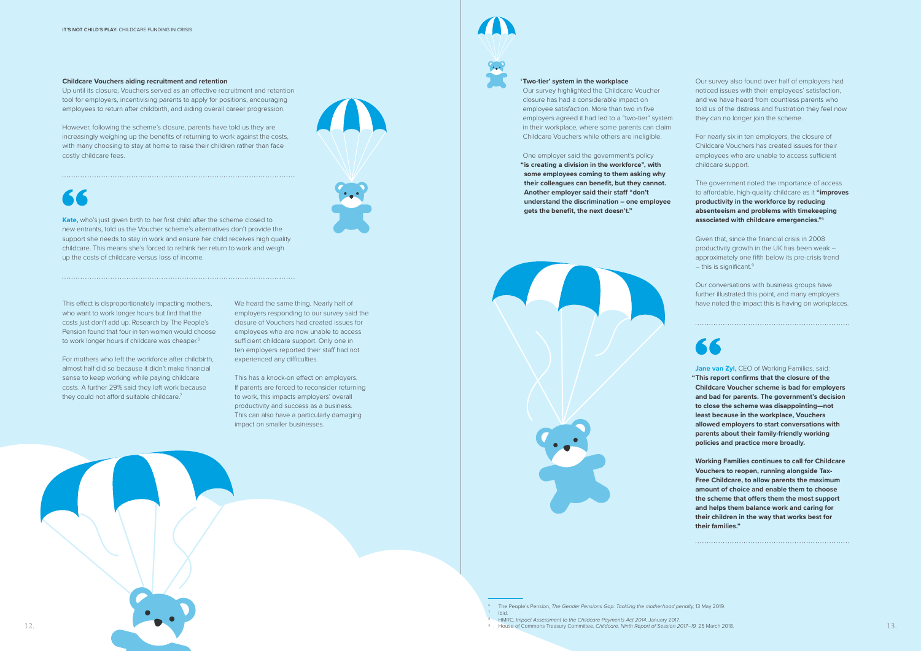### Childcare Vouchers aiding recruitment and retention

Up until its closure, Vouchers served as an effective recruitment and retention tool for employers, incentivising parents to apply for positions, encouraging employees to return after childbirth, and aiding overall career progression.

However, following the scheme's closure, parents have told us they are increasingly weighing up the benefits of returning to work against the costs, with many choosing to stay at home to raise their children rather than face costly childcare fees.

> **Kate,** who's just given birth to her first child after the scheme closed to new entrants, told us the Voucher scheme's alternatives don't provide the support she needs to stay in work and ensure her child receives high quality childcare. This means she's forced to rethink her return to work and weigh up the costs of childcare versus loss of income.

This effect is disproportionately impacting mothers, who want to work longer hours but find that the costs just don't add up. Research by The People's Pension found that four in ten women would choose to work longer hours if childcare was cheaper.[6]

For mothers who left the workforce after childbirth, almost half did so because it didn't make financial sense to keep working while paying childcare costs. A further 29% said they left work because they could not afford suitable childcare.[7]

We heard the same thing. Nearly half of employers responding to our survey said the closure of Vouchers had created issues for employees who are now unable to access sufficient childcare support. Only one in ten employers reported their staff had not experienced any difficulties.

This has a knock-on effect on employers. If parents are forced to reconsider returning to work, this impacts employers' overall productivity and success as a business. This can also have a particularly damaging impact on smaller businesses.

### 'Two-tier' system in the workplace

Our survey highlighted the Childcare Voucher closure has had a considerable impact on employee satisfaction. More than two in five employers agreed it had led to a "two-tier" system in their workplace, where some parents can claim Childcare Vouchers while others are ineligible.

One employer said the government's policy **"is creating a division in the workforce", with some employees coming to them asking why their colleagues can benefit, but they cannot. Another employer said their staff "don't understand the discrimination – one employee gets the benefit, the next doesn't."**

Our survey also found over half of employers had noticed issues with their employees' satisfaction, and we have heard from countless parents who told us of the distress and frustration they feel now they can no longer join the scheme.

For nearly six in ten employers, the closure of Childcare Vouchers has created issues for their employees who are unable to access sufficient childcare support.

The government noted the importance of access to affordable, high-quality childcare as it **"improves productivity in the workforce by reducing absenteeism and problems with timekeeping associated with childcare emergencies."**[8]

Given that, since the financial crisis in 2008 productivity growth in the UK has been weak – approximately one fifth below its pre-crisis trend – this is significant.[9]

Our conversations with business groups have further illustrated this point, and many employers have noted the impact this is having on workplaces.

> **Jane van Zyl,** CEO of Working Families, said: **"This report confirms that the closure of the Childcare Voucher scheme is bad for employers and bad for parents. The government's decision to close the scheme was disappointing—not least because in the workplace, Vouchers allowed employers to start conversations with parents about their family-friendly working policies and practice more broadly.**
>
> **Working Families continues to call for Childcare Vouchers to reopen, running alongside Tax-Free Childcare, to allow parents the maximum amount of choice and enable them to choose the scheme that offers them the most support and helps them balance work and caring for their children in the way that works best for their families."**

---

[6] The People's Pension, *The Gender Pensions Gap: Tackling the motherhood penalty,* 13 May 2019.

[7] Ibid.

[8] HMRC, *Impact Assessment to the Childcare Payments Act 2014,* January 2017.

[9] House of Commons Treasury Committee, *Childcare, Ninth Report of Session 2017–19,* 25 March 2018.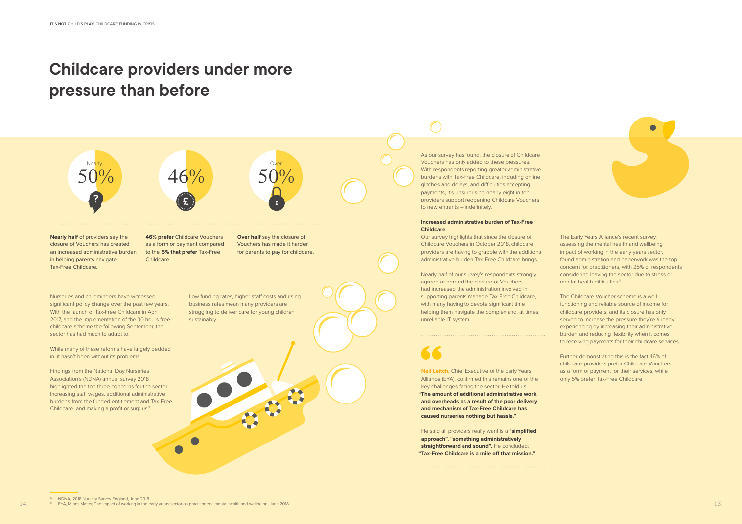# Childcare providers under more pressure than before

Nearly 50%

46%

Over 50%

**Nearly half** of providers say the closure of Vouchers has created an increased administrative burden in helping parents navigate Tax-Free Childcare.

**46% prefer** Childcare Vouchers as a form or payment compared to the **5% that prefer** Tax-Free Childcare.

**Over half** say the closure of Vouchers has made it harder for parents to pay for childcare.

Nurseries and childminders have witnessed significant policy change over the past few years. With the launch of Tax-Free Childcare in April 2017, and the implementation of the 30 hours free childcare scheme the following September, the sector has had much to adapt to.

While many of these reforms have largely bedded in, it hasn't been without its problems.

Findings from the National Day Nurseries Association's (NDNA) annual survey 2018 highlighted the top three concerns for the sector: Increasing staff wages, additional administrative burdens from the funded entitlement and Tax-Free Childcare, and making a profit or surplus.[10]

Low funding rates, higher staff costs and rising business rates mean many providers are struggling to deliver care for young children sustainably.

As our survey has found, the closure of Childcare Vouchers has only added to these pressures. With respondents reporting greater administrative burdens with Tax-Free Childcare, including online glitches and delays, and difficulties accepting payments, it's unsurprising nearly eight in ten providers support reopening Childcare Vouchers to new entrants – indefinitely.

**Increased administrative burden of Tax-Free Childcare**

Our survey highlights that since the closure of Childcare Vouchers in October 2018, childcare providers are having to grapple with the additional administrative burden Tax-Free Childcare brings.

Nearly half of our survey's respondents strongly agreed or agreed the closure of Vouchers had increased the administration involved in supporting parents manage Tax-Free Childcare, with many having to devote significant time helping them navigate the complex and, at times, unreliable IT system.

> **Neil Leitch,** Chief Executive of the Early Years Alliance (EYA), confirmed this remains one of the key challenges facing the sector. He told us:
> **"The amount of additional administrative work and overheads as a result of the poor delivery and mechanism of Tax-Free Childcare has caused nurseries nothing but hassle."**
>
> He said all providers really want is a **"simplified approach", "something administratively straightforward and sound".** He concluded:
> **"Tax-Free Childcare is a mile off that mission."**

The Early Years Alliance's recent survey, assessing the mental health and wellbeing impact of working in the early years sector, found administration and paperwork was the top concern for practitioners, with 25% of respondents considering leaving the sector due to stress or mental health difficulties.[11]

The Childcare Voucher scheme is a well-functioning and reliable source of income for childcare providers, and its closure has only served to increase the pressure they're already experiencing by increasing their administrative burden and reducing flexibility when it comes to receiving payments for their childcare services.

Further demonstrating this is the fact 46% of childcare providers prefer Childcare Vouchers as a form of payment for their services, while only 5% prefer Tax-Free Childcare.

[10] NDNA, 2018 Nursery Survey England, June 2018.

[11] EYA, Minds Matter, The impact of working in the early years sector on practitioners' mental health and wellbeing, June 2018.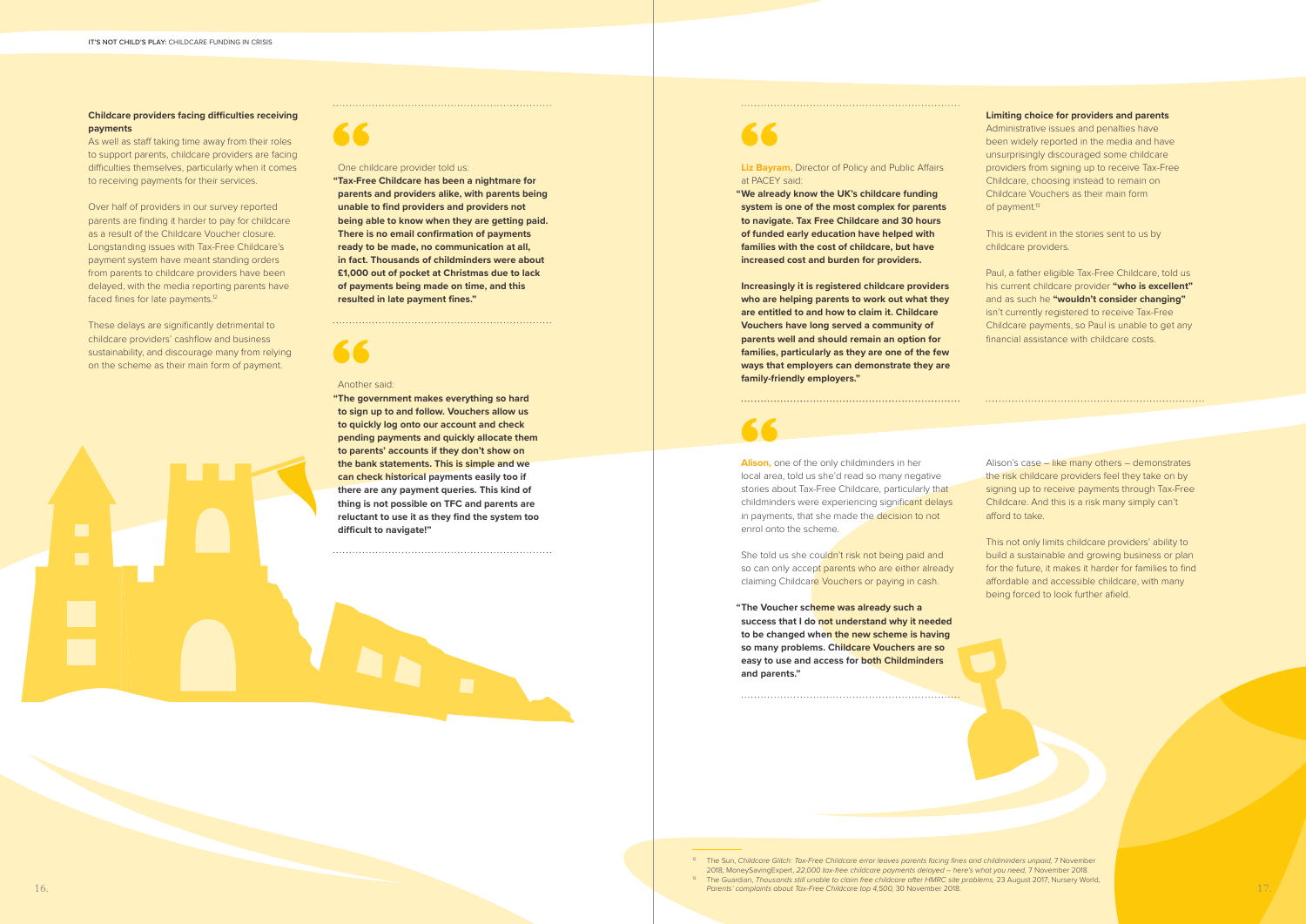### Childcare providers facing difficulties receiving payments

As well as staff taking time away from their roles to support parents, childcare providers are facing difficulties themselves, particularly when it comes to receiving payments for their services.

Over half of providers in our survey reported parents are finding it harder to pay for childcare as a result of the Childcare Voucher closure. Longstanding issues with Tax-Free Childcare's payment system have meant standing orders from parents to childcare providers have been delayed, with the media reporting parents have faced fines for late payments.[12]

These delays are significantly detrimental to childcare providers' cashflow and business sustainability, and discourage many from relying on the scheme as their main form of payment.

One childcare provider told us:

**"Tax-Free Childcare has been a nightmare for parents and providers alike, with parents being unable to find providers and providers not being able to know when they are getting paid. There is no email confirmation of payments ready to be made, no communication at all, in fact. Thousands of childminders were about £1,000 out of pocket at Christmas due to lack of payments being made on time, and this resulted in late payment fines."**

Another said:

**"The government makes everything so hard to sign up to and follow. Vouchers allow us to quickly log onto our account and check pending payments and quickly allocate them to parents' accounts if they don't show on the bank statements. This is simple and we can check historical payments easily too if there are any payment queries. This kind of thing is not possible on TFC and parents are reluctant to use it as they find the system too difficult to navigate!"**

**Liz Bayram**, Director of Policy and Public Affairs at PACEY said:

**"We already know the UK's childcare funding system is one of the most complex for parents to navigate. Tax Free Childcare and 30 hours of funded early education have helped with families with the cost of childcare, but have increased cost and burden for providers.**

**Increasingly it is registered childcare providers who are helping parents to work out what they are entitled to and how to claim it. Childcare Vouchers have long served a community of parents well and should remain an option for families, particularly as they are one of the few ways that employers can demonstrate they are family-friendly employers."**

**Alison**, one of the only childminders in her local area, told us she'd read so many negative stories about Tax-Free Childcare, particularly that childminders were experiencing significant delays in payments, that she made the decision to not enrol onto the scheme.

She told us she couldn't risk not being paid and so can only accept parents who are either already claiming Childcare Vouchers or paying in cash.

**"The Voucher scheme was already such a success that I do not understand why it needed to be changed when the new scheme is having so many problems. Childcare Vouchers are so easy to use and access for both Childminders and parents."**

### Limiting choice for providers and parents

Administrative issues and penalties have been widely reported in the media and have unsurprisingly discouraged some childcare providers from signing up to receive Tax-Free Childcare, choosing instead to remain on Childcare Vouchers as their main form of payment.[13]

This is evident in the stories sent to us by childcare providers.

Paul, a father eligible Tax-Free Childcare, told us his current childcare provider **"who is excellent"** and as such he **"wouldn't consider changing"** isn't currently registered to receive Tax-Free Childcare payments, so Paul is unable to get any financial assistance with childcare costs.

Alison's case – like many others – demonstrates the risk childcare providers feel they take on by signing up to receive payments through Tax-Free Childcare. And this is a risk many simply can't afford to take.

This not only limits childcare providers' ability to build a sustainable and growing business or plan for the future, it makes it harder for families to find affordable and accessible childcare, with many being forced to look further afield.

---

[12] The Sun, *Childcare Glitch: Tax-Free Childcare error leaves parents facing fines and childminders unpaid*, 7 November 2018; MoneySavingExpert, *22,000 tax-free childcare payments delayed – here's what you need*, 7 November 2018.

[13] The Guardian, *Thousands still unable to claim free childcare after HMRC site problems*, 23 August 2017; Nursery World, *Parents' complaints about Tax-Free Childcare top 4,500*, 30 November 2018.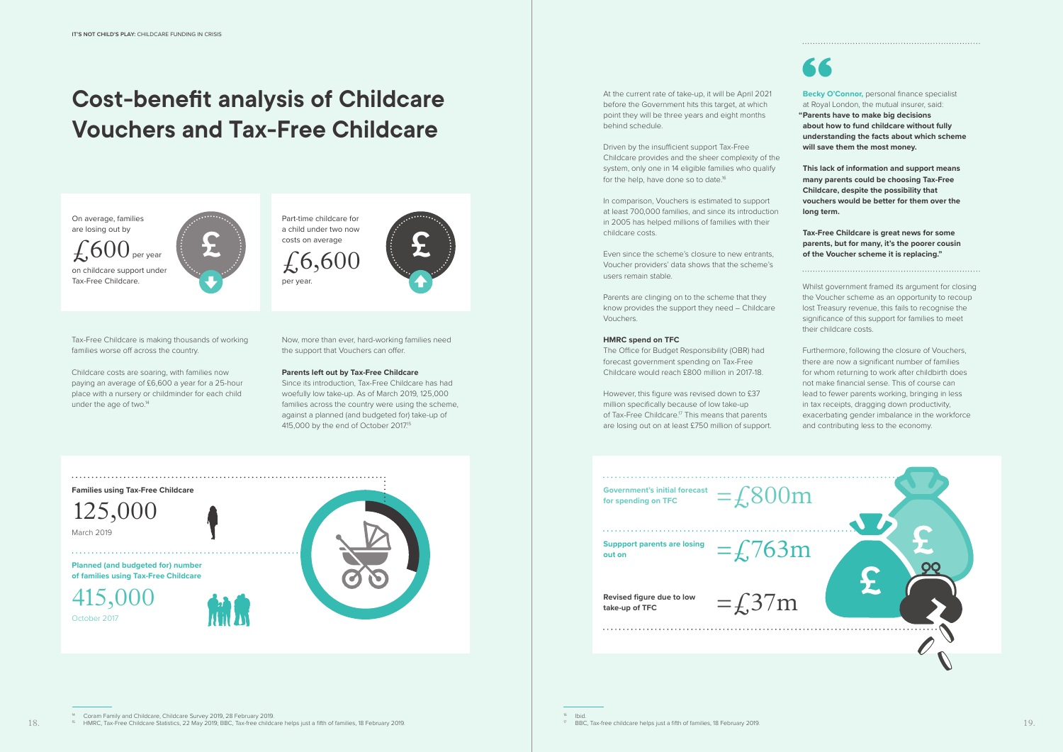# Cost-benefit analysis of Childcare Vouchers and Tax-Free Childcare

On average, families are losing out by £600 per year on childcare support under Tax-Free Childcare.

Part-time childcare for a child under two now costs on average £6,600 per year.

Tax-Free Childcare is making thousands of working families worse off across the country.

Childcare costs are soaring, with families now paying an average of £6,600 a year for a 25-hour place with a nursery or childminder for each child under the age of two.[14]

Now, more than ever, hard-working families need the support that Vouchers can offer.

**Parents left out by Tax-Free Childcare**

Since its introduction, Tax-Free Childcare has had woefully low take-up. As of March 2019, 125,000 families across the country were using the scheme, against a planned (and budgeted for) take-up of 415,000 by the end of October 2017.[15]

**Families using Tax-Free Childcare**

125,000

March 2019

**Planned (and budgeted for) number of families using Tax-Free Childcare**

415,000

October 2017

At the current rate of take-up, it will be April 2021 before the Government hits this target, at which point they will be three years and eight months behind schedule.

Driven by the insufficient support Tax-Free Childcare provides and the sheer complexity of the system, only one in 14 eligible families who qualify for the help, have done so to date.[16]

In comparison, Vouchers is estimated to support at least 700,000 families, and since its introduction in 2005 has helped millions of families with their childcare costs.

Even since the scheme's closure to new entrants, Voucher providers' data shows that the scheme's users remain stable.

Parents are clinging on to the scheme that they know provides the support they need – Childcare Vouchers.

**HMRC spend on TFC**

The Office for Budget Responsibility (OBR) had forecast government spending on Tax-Free Childcare would reach £800 million in 2017-18.

However, this figure was revised down to £37 million specifically because of low take-up of Tax-Free Childcare.[17] This means that parents are losing out on at least £750 million of support.

**Becky O'Connor,** personal finance specialist at Royal London, the mutual insurer, said:

**"Parents have to make big decisions about how to fund childcare without fully understanding the facts about which scheme will save them the most money.**

**This lack of information and support means many parents could be choosing Tax-Free Childcare, despite the possibility that vouchers would be better for them over the long term.**

**Tax-Free Childcare is great news for some parents, but for many, it's the poorer cousin of the Voucher scheme it is replacing."**

Whilst government framed its argument for closing the Voucher scheme as an opportunity to recoup lost Treasury revenue, this fails to recognise the significance of this support for families to meet their childcare costs.

Furthermore, following the closure of Vouchers, there are now a significant number of families for whom returning to work after childbirth does not make financial sense. This of course can lead to fewer parents working, bringing in less in tax receipts, dragging down productivity, exacerbating gender imbalance in the workforce and contributing less to the economy.

**Government's initial forecast for spending on TFC** = £800m

**Suppport parents are losing out on** = £763m

**Revised figure due to low take-up of TFC** = £37m

---

[14] Coram Family and Childcare, Childcare Survey 2019, 28 February 2019.

[15] HMRC, Tax-Free Childcare Statistics, 22 May 2019; BBC, Tax-free childcare helps just a fifth of families, 18 February 2019.

[16] Ibid.

[17] BBC, Tax-free childcare helps just a fifth of families, 18 February 2019.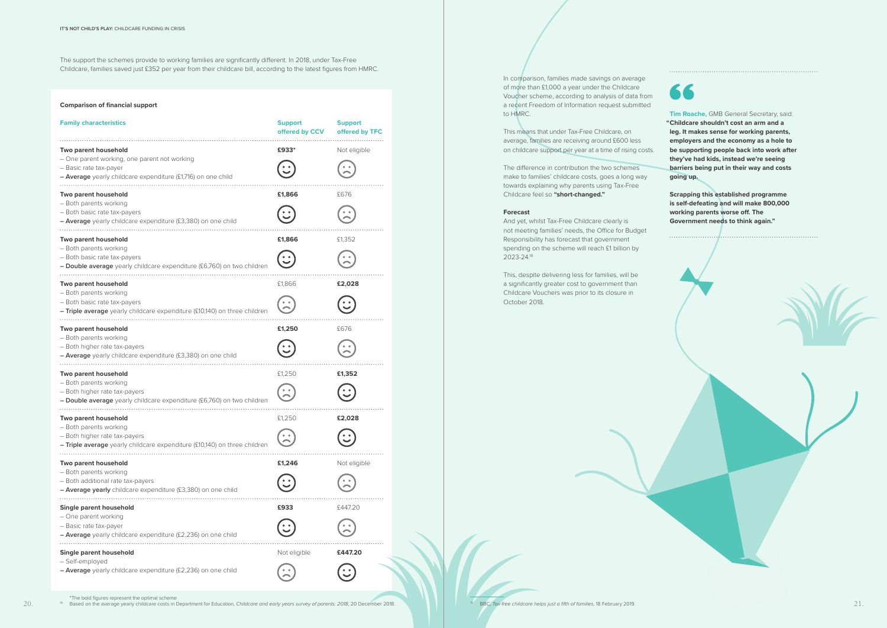The support the schemes provide to working families are significantly different. In 2018, under Tax-Free Childcare, families saved just £352 per year from their childcare bill, according to the latest figures from HMRC.

**Comparison of financial support**

| Family characteristics | Support offered by CCV | Support offered by TFC |
|---|---|---|
| **Two parent household** – One parent working, one parent not working – Basic rate tax-payer – **Average** yearly childcare expenditure (£1,716) on one child | **£933*** | Not eligible |
| **Two parent household** – Both parents working – Both basic rate tax-payers – **Average** yearly childcare expenditure (£3,380) on one child | **£1,866** | £676 |
| **Two parent household** – Both parents working – Both basic rate tax-payers – **Double average** yearly childcare expenditure (£6,760) on two children | **£1,866** | £1,352 |
| **Two parent household** – Both parents working – Both basic rate tax-payers – **Triple average** yearly childcare expenditure (£10,140) on three children | £1,866 | **£2,028** |
| **Two parent household** – Both parents working – Both higher rate tax-payers – **Average** yearly childcare expenditure (£3,380) on one child | **£1,250** | £676 |
| **Two parent household** – Both parents working – Both higher rate tax-payers – **Double average** yearly childcare expenditure (£6,760) on two children | £1,250 | **£1,352** |
| **Two parent household** – Both parents working – Both higher rate tax-payers – **Triple average** yearly childcare expenditure (£10,140) on three children | £1,250 | **£2,028** |
| **Two parent household** – Both parents working – Both additional rate tax-payers – **Average yearly** childcare expenditure (£3,380) on one child | **£1,246** | Not eligible |
| **Single parent household** – One parent working – Basic rate tax-payer – **Average** yearly childcare expenditure (£2,236) on one child | **£933** | £447.20 |
| **Single parent household** – Self-employed – **Average** yearly childcare expenditure (£2,236) on one child | Not eligible | **£447.20** |

*The bold figures represent the optimal scheme

[16] Based on the average yearly childcare costs in Department for Education, *Childcare and early years survey of parents: 2018*, 20 December 2018.

In comparison, families made savings on average of more than £1,000 a year under the Childcare Voucher scheme, according to analysis of data from a recent Freedom of Information request submitted to HMRC.

This means that under Tax-Free Childcare, on average, families are receiving around £600 less on childcare support per year at a time of rising costs.

The difference in contribution the two schemes make to families' childcare costs, goes a long way towards explaining why parents using Tax-Free Childcare feel so **"short-changed."**

**Forecast**

And yet, whilst Tax-Free Childcare clearly is not meeting families' needs, the Office for Budget Responsibility has forecast that government spending on the scheme will reach £1 billion by 2023-24.[18]

This, despite delivering less for families, will be a significantly greater cost to government than Childcare Vouchers was prior to its closure in October 2018.

**Tim Roache**, GMB General Secretary, said:
**"Childcare shouldn't cost an arm and a leg. It makes sense for working parents, employers and the economy as a hole to be supporting people back into work after they've had kids, instead we're seeing barriers being put in their way and costs going up.**

**Scrapping this established programme is self-defeating and will make 800,000 working parents worse off. The Government needs to think again."**

[18] BBC, *Tax-free childcare helps just a fifth of families*, 18 February 2019.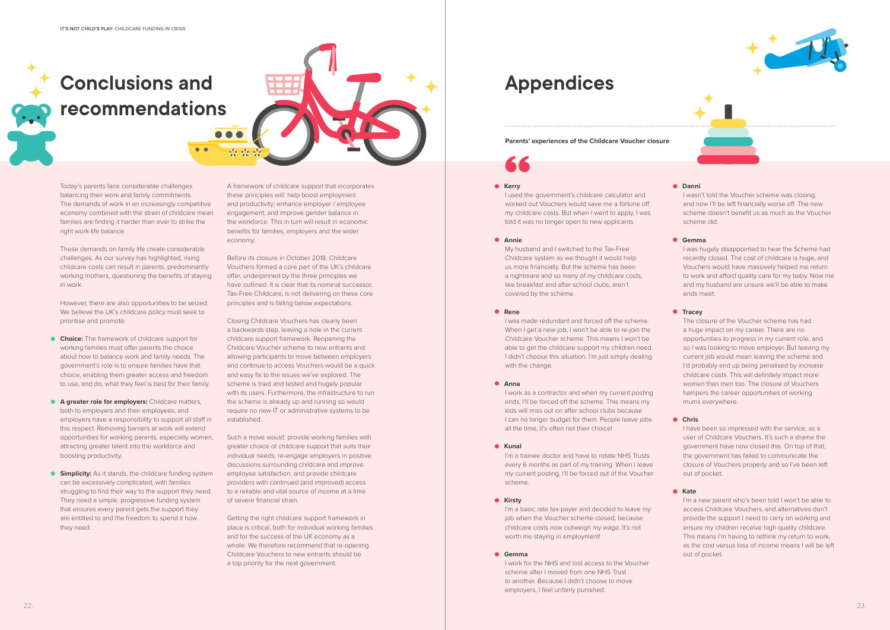# Conclusions and recommendations

Today's parents face considerable challenges balancing their work and family commitments. The demands of work in an increasingly competitive economy combined with the strain of childcare mean families are finding it harder than ever to strike the right work-life balance.

These demands on family life create considerable challenges. As our survey has highlighted, rising childcare costs can result in parents, predominantly working mothers, questioning the benefits of staying in work.

However, there are also opportunities to be seized. We believe the UK's childcare policy must seek to prioritise and promote:

- **Choice:** The framework of childcare support for working families must offer parents the choice about how to balance work and family needs. The government's role is to ensure families have that choice, enabling them greater access and freedom to use, and do, what they feel is best for their family.
- **A greater role for employers:** Childcare matters, both to employers and their employees, and employers have a responsibility to support all staff in this respect. Removing barriers at work will extend opportunities for working parents, especially women, attracting greater talent into the workforce and boosting productivity.
- **Simplicity:** As it stands, the childcare funding system can be excessively complicated, with families struggling to find their way to the support they need. They need a simple, progressive funding system that ensures every parent gets the support they are entitled to and the freedom to spend it how they need.

A framework of childcare support that incorporates these principles will: help boost employment and productivity; enhance employer / employee engagement; and improve gender balance in the workforce. This in turn will result in economic benefits for families, employers and the wider economy.

Before its closure in October 2018, Childcare Vouchers formed a core part of the UK's childcare offer, underpinned by the three principles we have outlined. It is clear that its nominal successor, Tax-Free Childcare, is not delivering on these core principles and is falling below expectations.

Closing Childcare Vouchers has clearly been a backwards step, leaving a hole in the current childcare support framework. Reopening the Childcare Voucher scheme to new entrants and allowing participants to move between employers and continue to access Vouchers would be a quick and easy fix to the issues we've explored. The scheme is tried and tested and hugely popular with its users. Furthermore, the infrastructure to run the scheme is already up and running so would require no new IT or administrative systems to be established.

Such a move would: provide working families with greater choice of childcare support that suits their individual needs; re-engage employers in positive discussions surrounding childcare and improve employee satisfaction; and provide childcare providers with continued (and improved) access to a reliable and vital source of income at a time of severe financial strain.

Getting the right childcare support framework in place is critical, both for individual working families and for the success of the UK economy as a whole. We therefore recommend that re-opening Childcare Vouchers to new entrants should be a top priority for the next government.

# Appendices

**Parents' experiences of the Childcare Voucher closure**

**Kerry**
I used the government's childcare calculator and worked out Vouchers would save me a fortune off my childcare costs. But when I went to apply, I was told it was no longer open to new applicants.

**Annie**
My husband and I switched to the Tax-Free Childcare system as we thought it would help us more financially. But the scheme has been a nightmare and so many of my childcare costs, like breakfast and after school clubs, aren't covered by the scheme.

**Rene**
I was made redundant and forced off the scheme. When I get a new job, I won't be able to re-join the Childcare Voucher scheme. This means I won't be able to get the childcare support my children need. I didn't choose this situation, I'm just simply dealing with the change.

**Anna**
I work as a contractor and when my current posting ends, I'll be forced off the scheme. This means my kids will miss out on after school clubs because I can no longer budget for them. People leave jobs all the time, it's often not their choice!

**Kunal**
I'm a trainee doctor and have to rotate NHS Trusts every 6 months as part of my training. When I leave my current posting, I'll be forced out of the Voucher scheme.

**Kirsty**
I'm a basic rate tax-payer and decided to leave my job when the Voucher scheme closed, because childcare costs now outweigh my wage. It's not worth me staying in employment!

**Gemma**
I work for the NHS and lost access to the Voucher scheme after I moved from one NHS Trust to another. Because I didn't choose to move employers, I feel unfairly punished.

**Danni**
I wasn't told the Voucher scheme was closing, and now I'll be left financially worse off. The new scheme doesn't benefit us as much as the Voucher scheme did.

**Gemma**
I was hugely disappointed to hear the Scheme had recently closed. The cost of childcare is huge, and Vouchers would have massively helped me return to work and afford quality care for my baby. Now me and my husband are unsure we'll be able to make ends meet.

**Tracey**
The closure of the Voucher scheme has had a huge impact on my career. There are no opportunities to progress in my current role, and so I was looking to move employer. But leaving my current job would mean leaving the scheme and I'd probably end up being penalised by increase childcare costs. This will definitely impact more women than men too. The closure of Vouchers hampers the career opportunities of working mums everywhere.

**Chris**
I have been so impressed with the service, as a user of Childcare Vouchers. It's such a shame the government have now closed this. On top of that, the government has failed to communicate the closure of Vouchers properly and so I've been left out of pocket.

**Kate**
I'm a new parent who's been told I won't be able to access Childcare Vouchers, and alternatives don't provide the support I need to carry on working and ensure my children receive high quality childcare. This means I'm having to rethink my return to work, as the cost versus loss of income means I will be left out of pocket.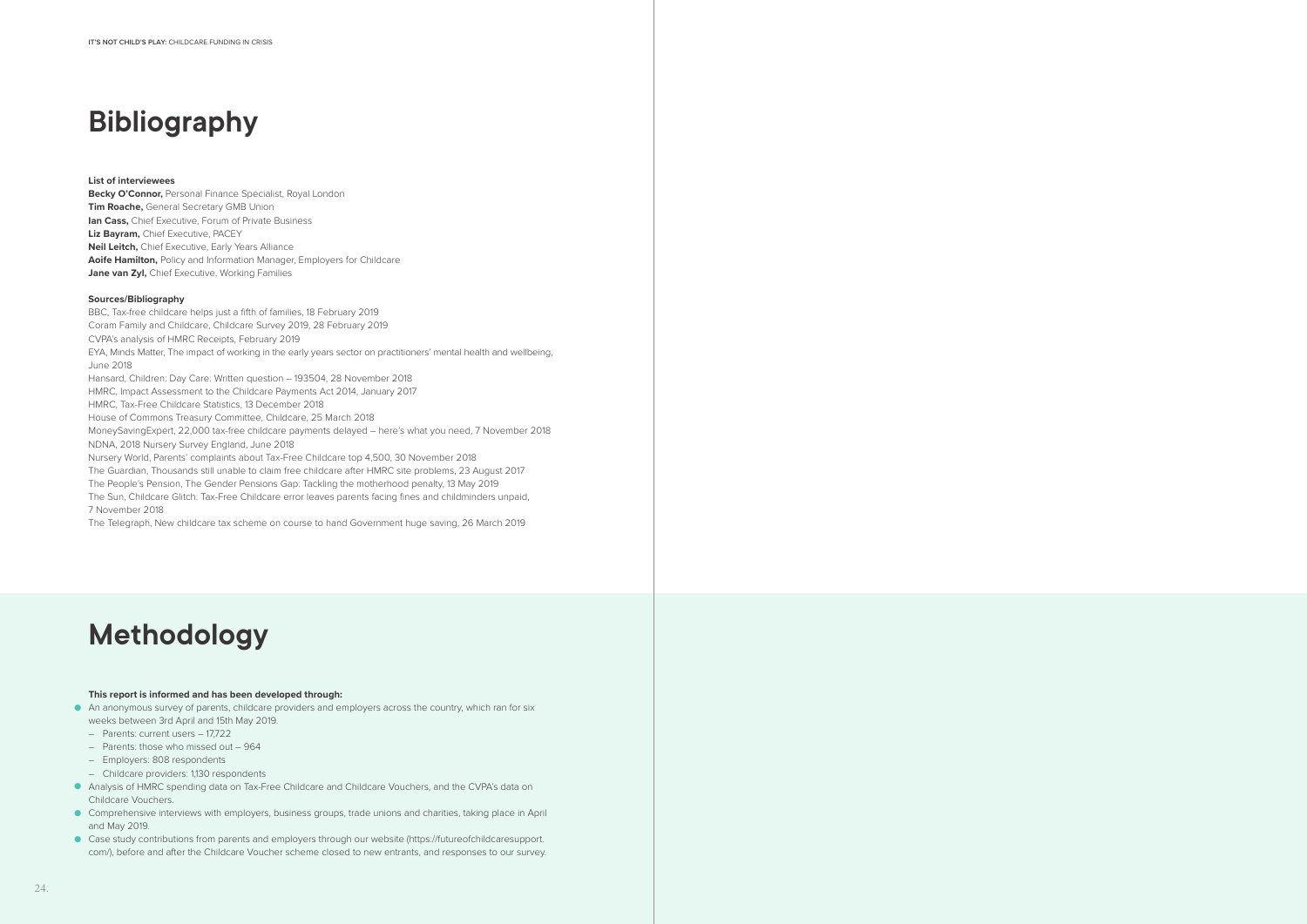# Bibliography

**List of interviewees**

**Becky O'Connor,** Personal Finance Specialist, Royal London
**Tim Roache,** General Secretary GMB Union
**Ian Cass,** Chief Executive, Forum of Private Business
**Liz Bayram,** Chief Executive, PACEY
**Neil Leitch,** Chief Executive, Early Years Alliance
**Aoife Hamilton,** Policy and Information Manager, Employers for Childcare
**Jane van Zyl,** Chief Executive, Working Families

**Sources/Bibliography**

BBC, Tax-free childcare helps just a fifth of families, 18 February 2019
Coram Family and Childcare, Childcare Survey 2019, 28 February 2019
CVPA's analysis of HMRC Receipts, February 2019
EYA, Minds Matter, The impact of working in the early years sector on practitioners' mental health and wellbeing, June 2018
Hansard, Children: Day Care: Written question – 193504, 28 November 2018
HMRC, Impact Assessment to the Childcare Payments Act 2014, January 2017
HMRC, Tax-Free Childcare Statistics, 13 December 2018
House of Commons Treasury Committee, Childcare, 25 March 2018
MoneySavingExpert, 22,000 tax-free childcare payments delayed – here's what you need, 7 November 2018
NDNA, 2018 Nursery Survey England, June 2018
Nursery World, Parents' complaints about Tax-Free Childcare top 4,500, 30 November 2018
The Guardian, Thousands still unable to claim free childcare after HMRC site problems, 23 August 2017
The People's Pension, The Gender Pensions Gap: Tackling the motherhood penalty, 13 May 2019
The Sun, Childcare Glitch: Tax-Free Childcare error leaves parents facing fines and childminders unpaid, 7 November 2018
The Telegraph, New childcare tax scheme on course to hand Government huge saving, 26 March 2019

# Methodology

**This report is informed and has been developed through:**

- An anonymous survey of parents, childcare providers and employers across the country, which ran for six weeks between 3rd April and 15th May 2019.
  - Parents: current users – 17,722
  - Parents: those who missed out – 964
  - Employers: 808 respondents
  - Childcare providers: 1,130 respondents
- Analysis of HMRC spending data on Tax-Free Childcare and Childcare Vouchers, and the CVPA's data on Childcare Vouchers.
- Comprehensive interviews with employers, business groups, trade unions and charities, taking place in April and May 2019.
- Case study contributions from parents and employers through our website (https://futureofchildcaresupport.com/), before and after the Childcare Voucher scheme closed to new entrants, and responses to our survey.